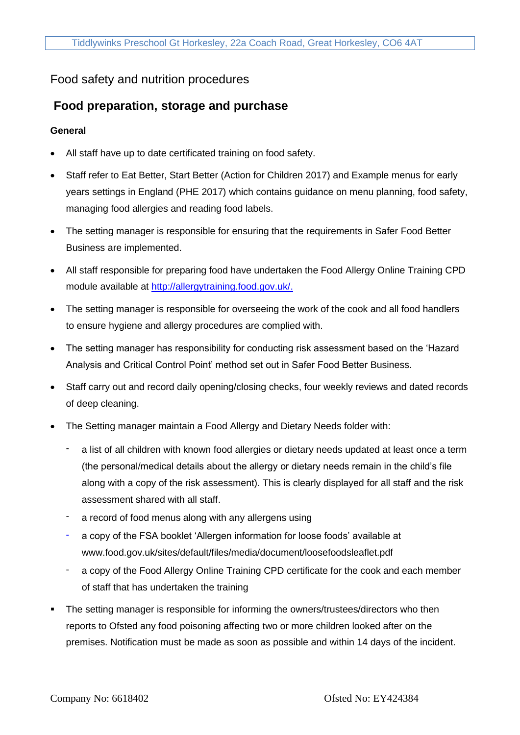# Food safety and nutrition procedures

## Food preparation, storage and purchase

**General**

- All staff have up to date certificated training on food safety.
- Staff refer to Eat Better, Start Better (Action for Children 2017) and Example menus for early years settings in England (PHE 2017) which contains guidance on menu planning, food safety, managing food allergies and reading food labels.
- The setting manager is responsible for ensuring that the requirements in Safer Food Better Business are implemented.
- All staff responsible for preparing food have undertaken the Food Allergy Online Training CPD module available at [http://allergytraining.food.gov.uk/.](http://allergytraining.food.gov.uk/)
- The setting manager is responsible for overseeing the work of the cook and all food handlers to ensure hygiene and allergy procedures are complied with.
- The setting manager has responsibility for conducting risk assessment based on the 'Hazard Analysis and Critical Control Point' method set out in Safer Food Better Business.
- Staff carry out and record daily opening/closing checks, four weekly reviews and dated records of deep cleaning.
- The Setting manager maintain a Food Allergy and Dietary Needs folder with:
  - a list of all children with known food allergies or dietary needs updated at least once a term (the personal/medical details about the allergy or dietary needs remain in the child's file along with a copy of the risk assessment). This is clearly displayed for all staff and the risk assessment shared with all staff.
  - a record of food menus along with any allergens using
  - a copy of the FSA booklet 'Allergen information for loose foods' available at www.food.gov.uk/sites/default/files/media/document/loosefoodsleaflet.pdf
  - a copy of the Food Allergy Online Training CPD certificate for the cook and each member of staff that has undertaken the training
- The setting manager is responsible for informing the owners/trustees/directors who then reports to Ofsted any food poisoning affecting two or more children looked after on the premises. Notification must be made as soon as possible and within 14 days of the incident.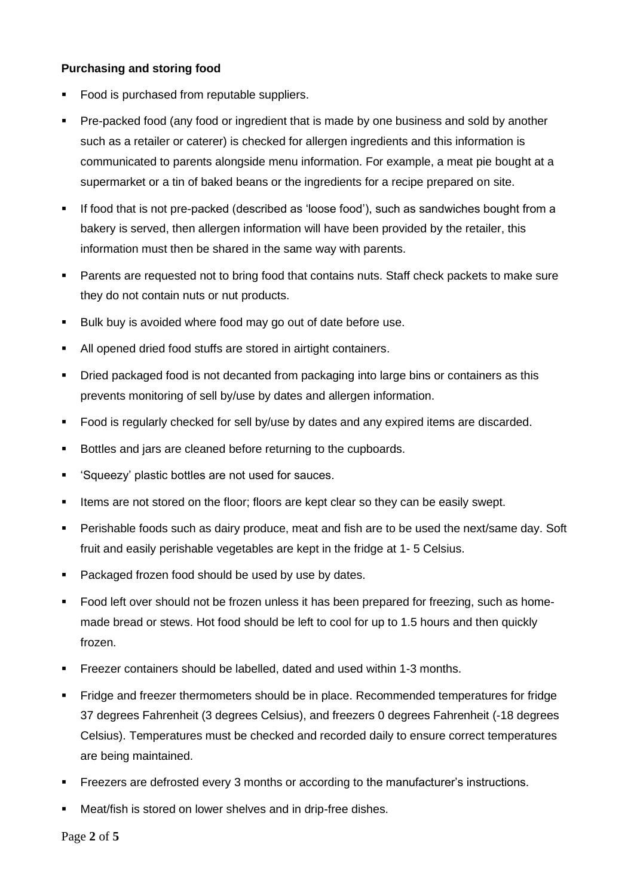**Purchasing and storing food**

- Food is purchased from reputable suppliers.
- Pre-packed food (any food or ingredient that is made by one business and sold by another such as a retailer or caterer) is checked for allergen ingredients and this information is communicated to parents alongside menu information. For example, a meat pie bought at a supermarket or a tin of baked beans or the ingredients for a recipe prepared on site.
- If food that is not pre-packed (described as 'loose food'), such as sandwiches bought from a bakery is served, then allergen information will have been provided by the retailer, this information must then be shared in the same way with parents.
- Parents are requested not to bring food that contains nuts. Staff check packets to make sure they do not contain nuts or nut products.
- Bulk buy is avoided where food may go out of date before use.
- All opened dried food stuffs are stored in airtight containers.
- Dried packaged food is not decanted from packaging into large bins or containers as this prevents monitoring of sell by/use by dates and allergen information.
- Food is regularly checked for sell by/use by dates and any expired items are discarded.
- Bottles and jars are cleaned before returning to the cupboards.
- 'Squeezy' plastic bottles are not used for sauces.
- Items are not stored on the floor; floors are kept clear so they can be easily swept.
- Perishable foods such as dairy produce, meat and fish are to be used the next/same day. Soft fruit and easily perishable vegetables are kept in the fridge at 1- 5 Celsius.
- Packaged frozen food should be used by use by dates.
- Food left over should not be frozen unless it has been prepared for freezing, such as home-made bread or stews. Hot food should be left to cool for up to 1.5 hours and then quickly frozen.
- Freezer containers should be labelled, dated and used within 1-3 months.
- Fridge and freezer thermometers should be in place. Recommended temperatures for fridge 37 degrees Fahrenheit (3 degrees Celsius), and freezers 0 degrees Fahrenheit (-18 degrees Celsius). Temperatures must be checked and recorded daily to ensure correct temperatures are being maintained.
- Freezers are defrosted every 3 months or according to the manufacturer's instructions.
- Meat/fish is stored on lower shelves and in drip-free dishes.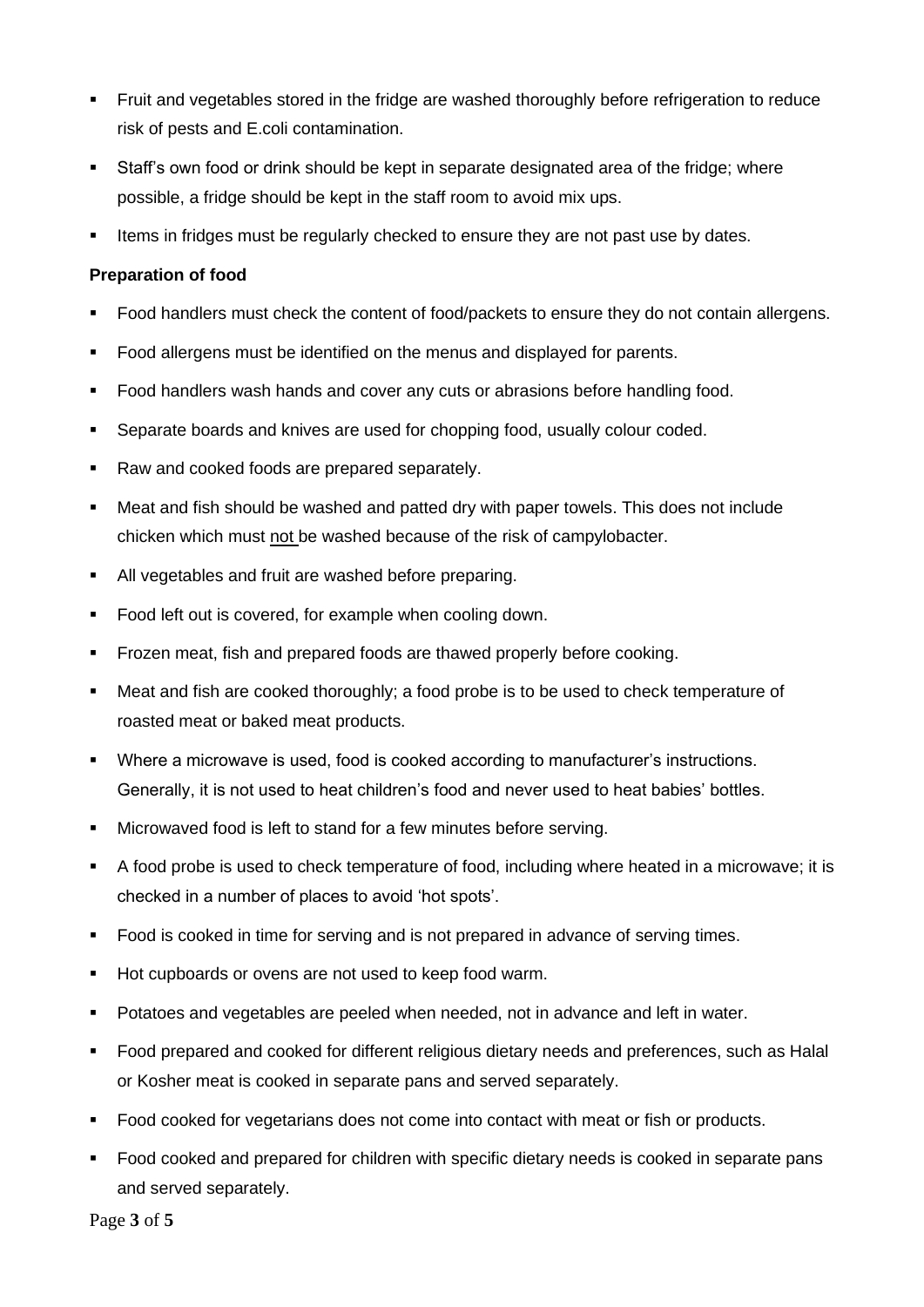- Fruit and vegetables stored in the fridge are washed thoroughly before refrigeration to reduce risk of pests and E.coli contamination.
- Staff's own food or drink should be kept in separate designated area of the fridge; where possible, a fridge should be kept in the staff room to avoid mix ups.
- Items in fridges must be regularly checked to ensure they are not past use by dates.

**Preparation of food**

- Food handlers must check the content of food/packets to ensure they do not contain allergens.
- Food allergens must be identified on the menus and displayed for parents.
- Food handlers wash hands and cover any cuts or abrasions before handling food.
- Separate boards and knives are used for chopping food, usually colour coded.
- Raw and cooked foods are prepared separately.
- Meat and fish should be washed and patted dry with paper towels. This does not include chicken which must <u>not</u> be washed because of the risk of campylobacter.
- All vegetables and fruit are washed before preparing.
- Food left out is covered, for example when cooling down.
- Frozen meat, fish and prepared foods are thawed properly before cooking.
- Meat and fish are cooked thoroughly; a food probe is to be used to check temperature of roasted meat or baked meat products.
- Where a microwave is used, food is cooked according to manufacturer's instructions. Generally, it is not used to heat children's food and never used to heat babies' bottles.
- Microwaved food is left to stand for a few minutes before serving.
- A food probe is used to check temperature of food, including where heated in a microwave; it is checked in a number of places to avoid 'hot spots'.
- Food is cooked in time for serving and is not prepared in advance of serving times.
- Hot cupboards or ovens are not used to keep food warm.
- Potatoes and vegetables are peeled when needed, not in advance and left in water.
- Food prepared and cooked for different religious dietary needs and preferences, such as Halal or Kosher meat is cooked in separate pans and served separately.
- Food cooked for vegetarians does not come into contact with meat or fish or products.
- Food cooked and prepared for children with specific dietary needs is cooked in separate pans and served separately.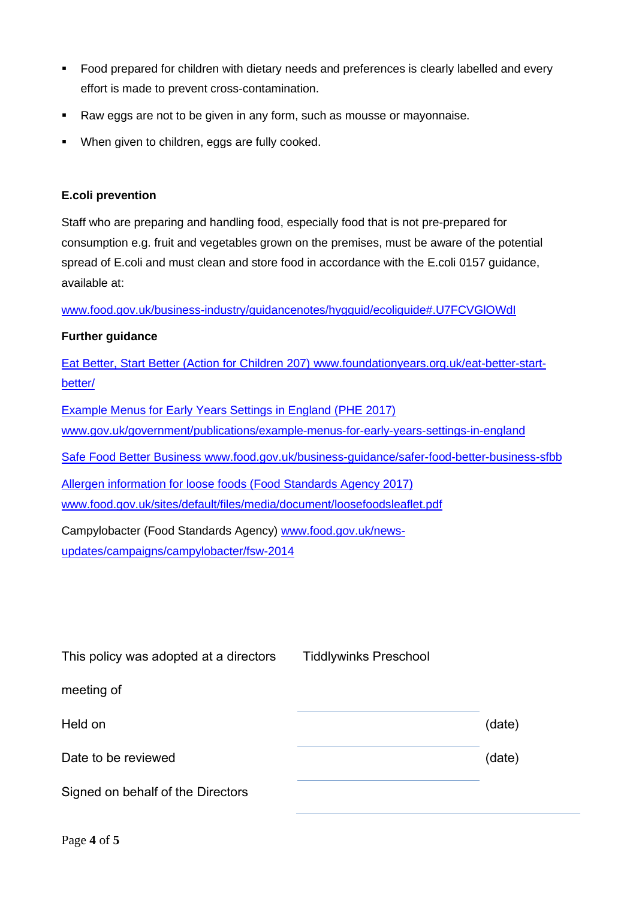- Food prepared for children with dietary needs and preferences is clearly labelled and every effort is made to prevent cross-contamination.
- Raw eggs are not to be given in any form, such as mousse or mayonnaise.
- When given to children, eggs are fully cooked.

**E.coli prevention**

Staff who are preparing and handling food, especially food that is not pre-prepared for consumption e.g. fruit and vegetables grown on the premises, must be aware of the potential spread of E.coli and must clean and store food in accordance with the E.coli 0157 guidance, available at:

www.food.gov.uk/business-industry/guidancenotes/hygguid/ecoliguide#.U7FCVGlOWdI

**Further guidance**

Eat Better, Start Better (Action for Children 207) www.foundationyears.org.uk/eat-better-start-better/

Example Menus for Early Years Settings in England (PHE 2017) www.gov.uk/government/publications/example-menus-for-early-years-settings-in-england

Safe Food Better Business www.food.gov.uk/business-guidance/safer-food-better-business-sfbb

Allergen information for loose foods (Food Standards Agency 2017) www.food.gov.uk/sites/default/files/media/document/loosefoodsleaflet.pdf

Campylobacter (Food Standards Agency) www.food.gov.uk/news-updates/campaigns/campylobacter/fsw-2014

| | | |
|---|---|---|
| This policy was adopted at a directors meeting of | Tiddlywinks Preschool | |
| Held on | | (date) |
| Date to be reviewed | | (date) |
| Signed on behalf of the Directors | | |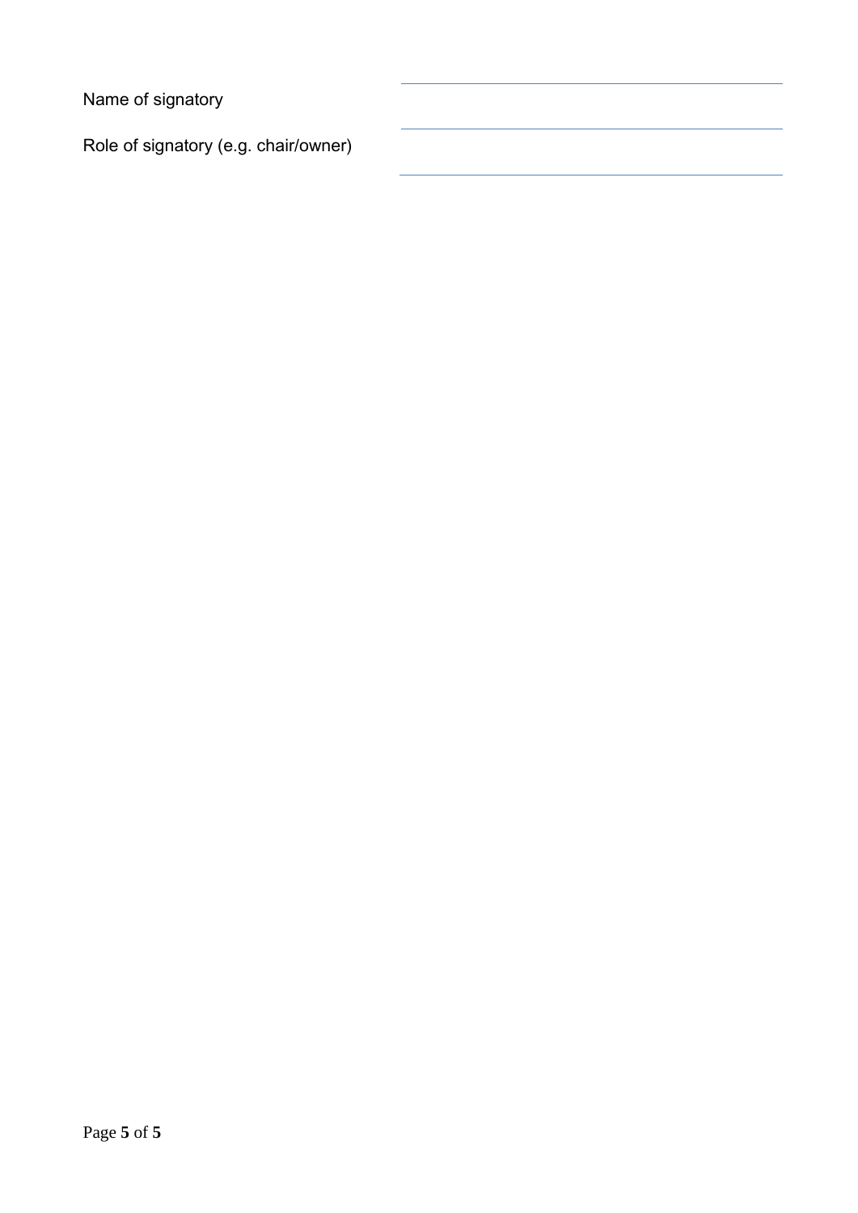| | |
|---|---|
| Name of signatory | |
| Role of signatory (e.g. chair/owner) | |